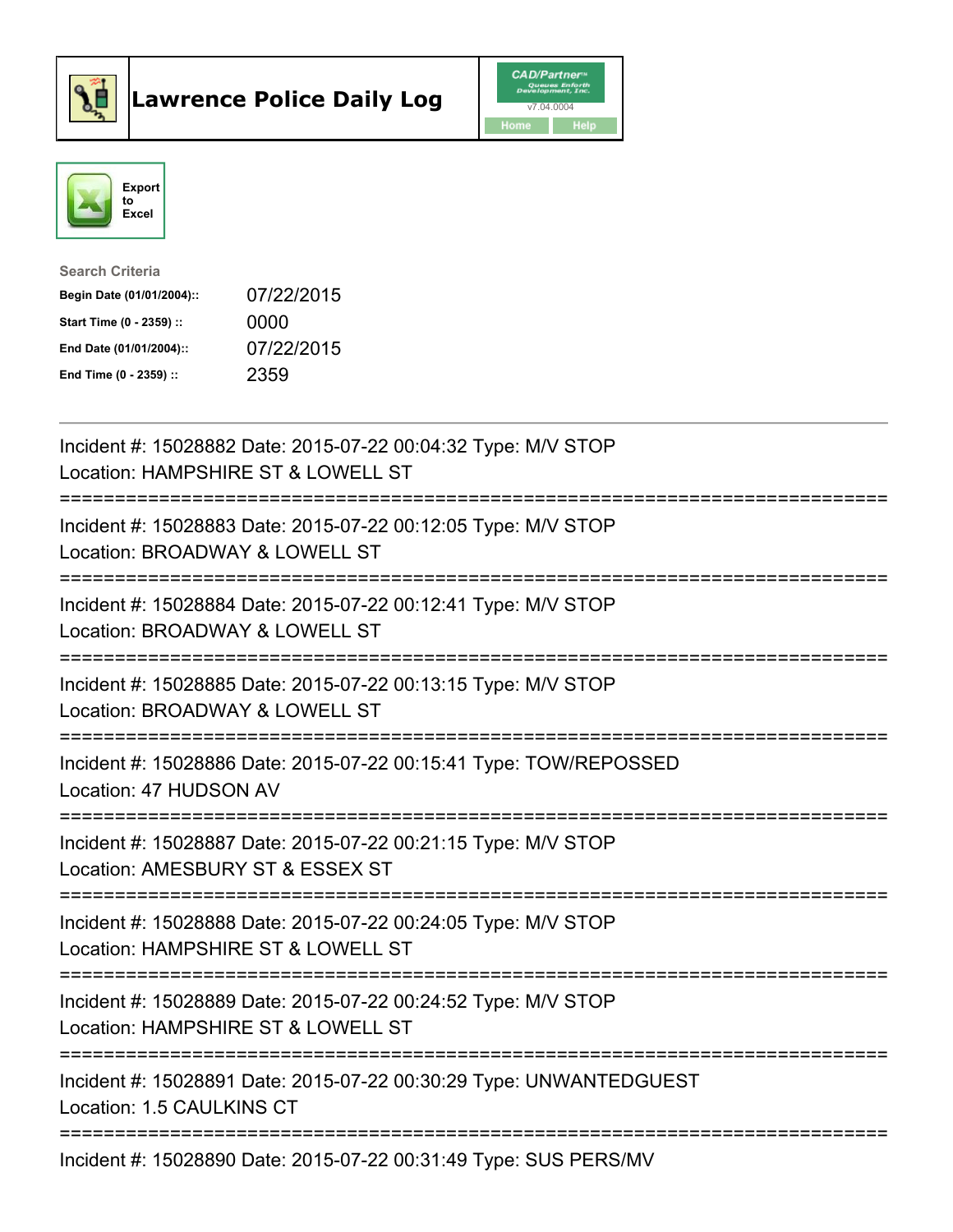# Lawrence Police Daily Log

CAD/Partner v7.04.0004

Home | Help

Export to Excel

**Search Criteria**

| | |
|---|---|
| **Begin Date (01/01/2004)::** | 07/22/2015 |
| **Start Time (0 - 2359) ::** | 0000 |
| **End Date (01/01/2004)::** | 07/22/2015 |
| **End Time (0 - 2359) ::** | 2359 |

---

Incident #: 15028882 Date: 2015-07-22 00:04:32 Type: M/V STOP
Location: HAMPSHIRE ST & LOWELL ST

===========================================================================

Incident #: 15028883 Date: 2015-07-22 00:12:05 Type: M/V STOP
Location: BROADWAY & LOWELL ST

===========================================================================

Incident #: 15028884 Date: 2015-07-22 00:12:41 Type: M/V STOP
Location: BROADWAY & LOWELL ST

===========================================================================

Incident #: 15028885 Date: 2015-07-22 00:13:15 Type: M/V STOP
Location: BROADWAY & LOWELL ST

===========================================================================

Incident #: 15028886 Date: 2015-07-22 00:15:41 Type: TOW/REPOSSED
Location: 47 HUDSON AV

===========================================================================

Incident #: 15028887 Date: 2015-07-22 00:21:15 Type: M/V STOP
Location: AMESBURY ST & ESSEX ST

===========================================================================

Incident #: 15028888 Date: 2015-07-22 00:24:05 Type: M/V STOP
Location: HAMPSHIRE ST & LOWELL ST

===========================================================================

Incident #: 15028889 Date: 2015-07-22 00:24:52 Type: M/V STOP
Location: HAMPSHIRE ST & LOWELL ST

===========================================================================

Incident #: 15028891 Date: 2015-07-22 00:30:29 Type: UNWANTEDGUEST
Location: 1.5 CAULKINS CT

===========================================================================

Incident #: 15028890 Date: 2015-07-22 00:31:49 Type: SUS PERS/MV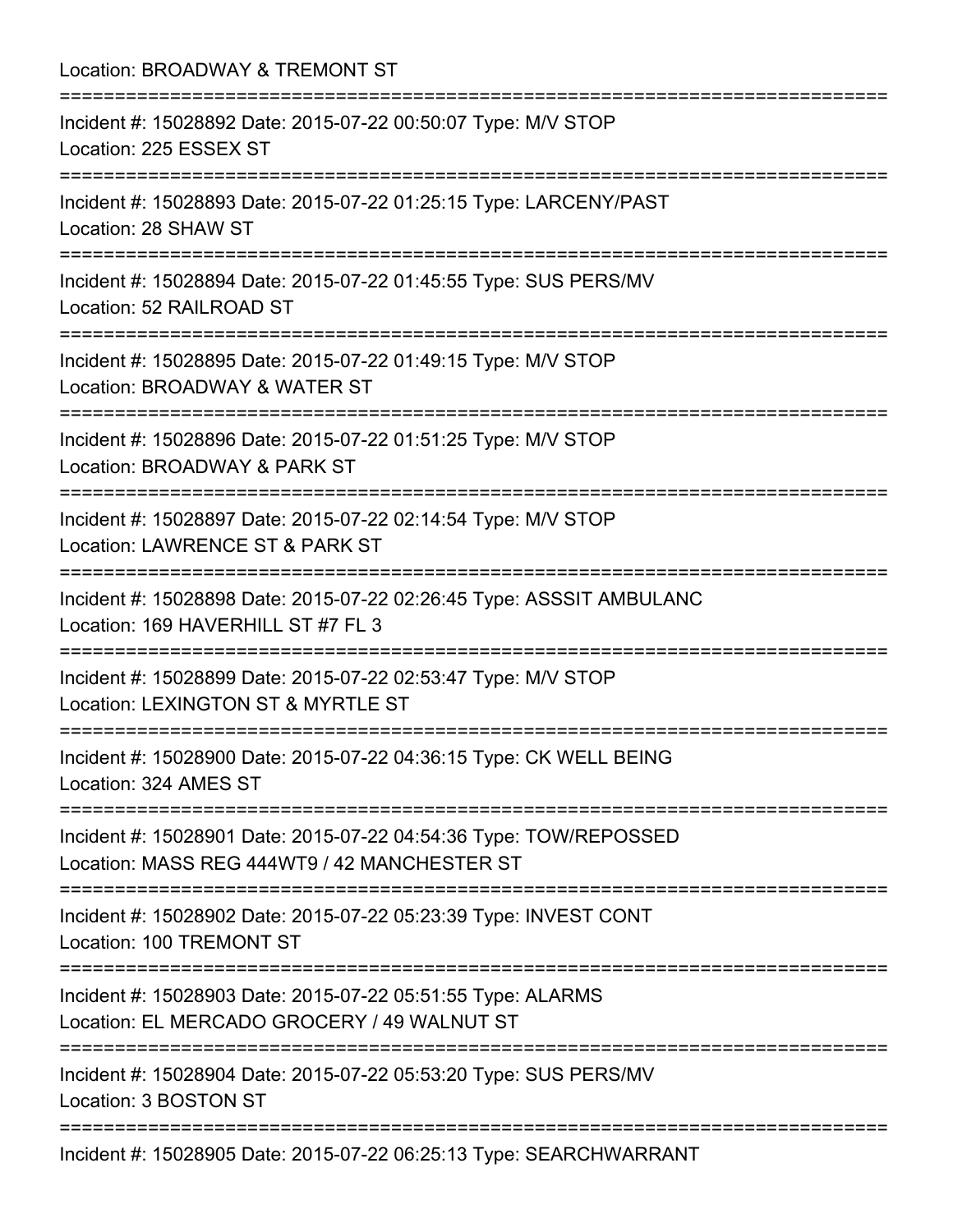Location: BROADWAY & TREMONT ST

===========================================================================

Incident #: 15028892 Date: 2015-07-22 00:50:07 Type: M/V STOP

Location: 225 ESSEX ST

===========================================================================

Incident #: 15028893 Date: 2015-07-22 01:25:15 Type: LARCENY/PAST

Location: 28 SHAW ST

===========================================================================

Incident #: 15028894 Date: 2015-07-22 01:45:55 Type: SUS PERS/MV

Location: 52 RAILROAD ST

===========================================================================

Incident #: 15028895 Date: 2015-07-22 01:49:15 Type: M/V STOP

Location: BROADWAY & WATER ST

===========================================================================

Incident #: 15028896 Date: 2015-07-22 01:51:25 Type: M/V STOP

Location: BROADWAY & PARK ST

===========================================================================

Incident #: 15028897 Date: 2015-07-22 02:14:54 Type: M/V STOP

Location: LAWRENCE ST & PARK ST

===========================================================================

Incident #: 15028898 Date: 2015-07-22 02:26:45 Type: ASSSIT AMBULANC

Location: 169 HAVERHILL ST #7 FL 3

===========================================================================

Incident #: 15028899 Date: 2015-07-22 02:53:47 Type: M/V STOP

Location: LEXINGTON ST & MYRTLE ST

===========================================================================

Incident #: 15028900 Date: 2015-07-22 04:36:15 Type: CK WELL BEING

Location: 324 AMES ST

===========================================================================

Incident #: 15028901 Date: 2015-07-22 04:54:36 Type: TOW/REPOSSED

Location: MASS REG 444WT9 / 42 MANCHESTER ST

===========================================================================

Incident #: 15028902 Date: 2015-07-22 05:23:39 Type: INVEST CONT

Location: 100 TREMONT ST

===========================================================================

Incident #: 15028903 Date: 2015-07-22 05:51:55 Type: ALARMS

Location: EL MERCADO GROCERY / 49 WALNUT ST

===========================================================================

Incident #: 15028904 Date: 2015-07-22 05:53:20 Type: SUS PERS/MV

Location: 3 BOSTON ST

===========================================================================

Incident #: 15028905 Date: 2015-07-22 06:25:13 Type: SEARCHWARRANT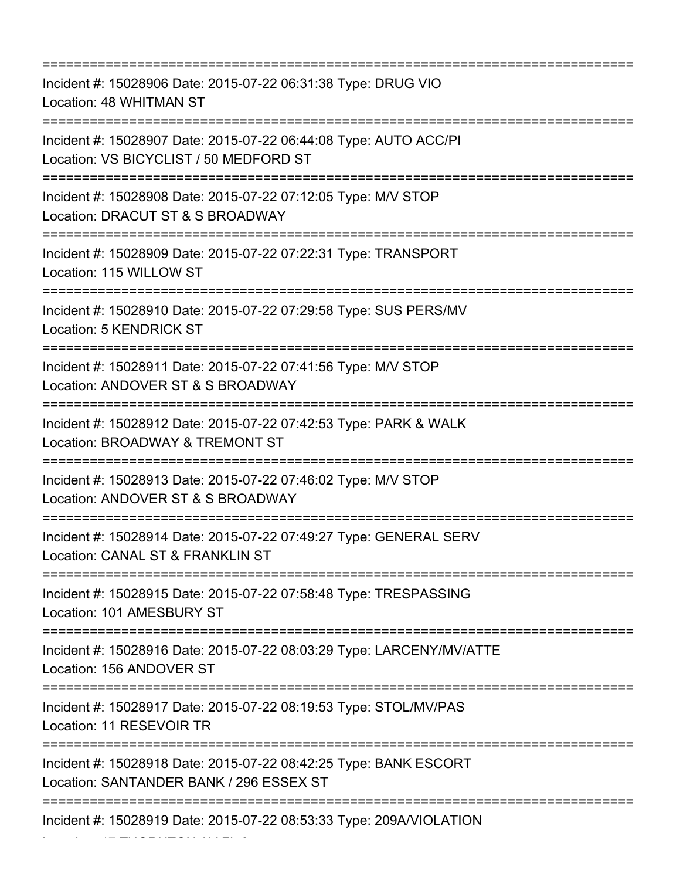===========================================================================

Incident #: 15028906 Date: 2015-07-22 06:31:38 Type: DRUG VIO

Location: 48 WHITMAN ST

===========================================================================

Incident #: 15028907 Date: 2015-07-22 06:44:08 Type: AUTO ACC/PI

Location: VS BICYCLIST / 50 MEDFORD ST

===========================================================================

Incident #: 15028908 Date: 2015-07-22 07:12:05 Type: M/V STOP

Location: DRACUT ST & S BROADWAY

===========================================================================

Incident #: 15028909 Date: 2015-07-22 07:22:31 Type: TRANSPORT

Location: 115 WILLOW ST

===========================================================================

Incident #: 15028910 Date: 2015-07-22 07:29:58 Type: SUS PERS/MV

Location: 5 KENDRICK ST

===========================================================================

Incident #: 15028911 Date: 2015-07-22 07:41:56 Type: M/V STOP

Location: ANDOVER ST & S BROADWAY

===========================================================================

Incident #: 15028912 Date: 2015-07-22 07:42:53 Type: PARK & WALK

Location: BROADWAY & TREMONT ST

===========================================================================

Incident #: 15028913 Date: 2015-07-22 07:46:02 Type: M/V STOP

Location: ANDOVER ST & S BROADWAY

===========================================================================

Incident #: 15028914 Date: 2015-07-22 07:49:27 Type: GENERAL SERV

Location: CANAL ST & FRANKLIN ST

===========================================================================

Incident #: 15028915 Date: 2015-07-22 07:58:48 Type: TRESPASSING

Location: 101 AMESBURY ST

===========================================================================

Incident #: 15028916 Date: 2015-07-22 08:03:29 Type: LARCENY/MV/ATTE

Location: 156 ANDOVER ST

===========================================================================

Incident #: 15028917 Date: 2015-07-22 08:19:53 Type: STOL/MV/PAS

Location: 11 RESEVOIR TR

===========================================================================

Incident #: 15028918 Date: 2015-07-22 08:42:25 Type: BANK ESCORT

Location: SANTANDER BANK / 296 ESSEX ST

===========================================================================

Incident #: 15028919 Date: 2015-07-22 08:53:33 Type: 209A/VIOLATION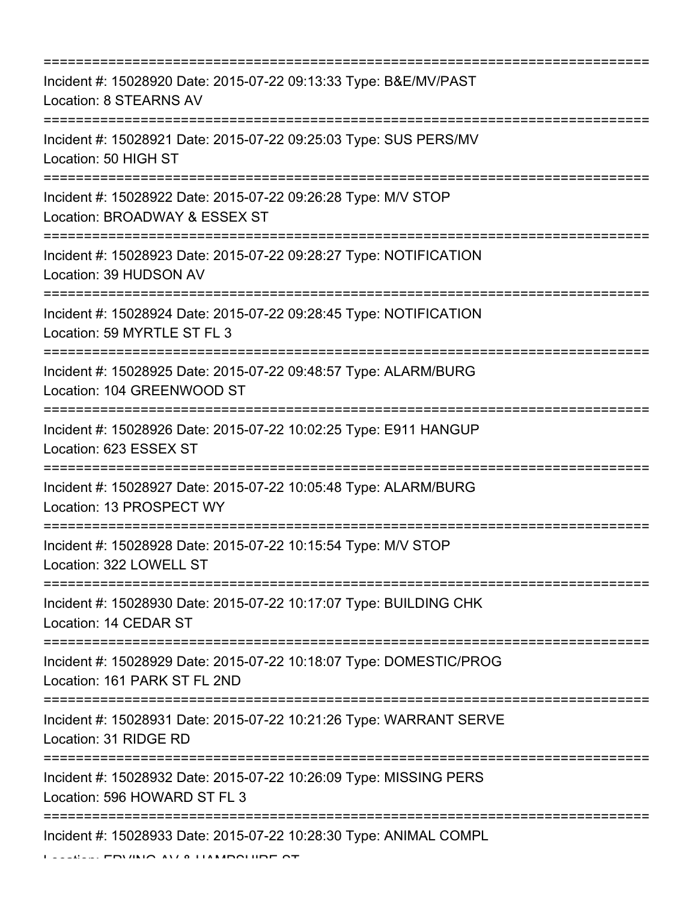===========================================================================

Incident #: 15028920 Date: 2015-07-22 09:13:33 Type: B&E/MV/PAST
Location: 8 STEARNS AV

===========================================================================

Incident #: 15028921 Date: 2015-07-22 09:25:03 Type: SUS PERS/MV
Location: 50 HIGH ST

===========================================================================

Incident #: 15028922 Date: 2015-07-22 09:26:28 Type: M/V STOP
Location: BROADWAY & ESSEX ST

===========================================================================

Incident #: 15028923 Date: 2015-07-22 09:28:27 Type: NOTIFICATION
Location: 39 HUDSON AV

===========================================================================

Incident #: 15028924 Date: 2015-07-22 09:28:45 Type: NOTIFICATION
Location: 59 MYRTLE ST FL 3

===========================================================================

Incident #: 15028925 Date: 2015-07-22 09:48:57 Type: ALARM/BURG
Location: 104 GREENWOOD ST

===========================================================================

Incident #: 15028926 Date: 2015-07-22 10:02:25 Type: E911 HANGUP
Location: 623 ESSEX ST

===========================================================================

Incident #: 15028927 Date: 2015-07-22 10:05:48 Type: ALARM/BURG
Location: 13 PROSPECT WY

===========================================================================

Incident #: 15028928 Date: 2015-07-22 10:15:54 Type: M/V STOP
Location: 322 LOWELL ST

===========================================================================

Incident #: 15028930 Date: 2015-07-22 10:17:07 Type: BUILDING CHK
Location: 14 CEDAR ST

===========================================================================

Incident #: 15028929 Date: 2015-07-22 10:18:07 Type: DOMESTIC/PROG
Location: 161 PARK ST FL 2ND

===========================================================================

Incident #: 15028931 Date: 2015-07-22 10:21:26 Type: WARRANT SERVE
Location: 31 RIDGE RD

===========================================================================

Incident #: 15028932 Date: 2015-07-22 10:26:09 Type: MISSING PERS
Location: 596 HOWARD ST FL 3

===========================================================================

Incident #: 15028933 Date: 2015-07-22 10:28:30 Type: ANIMAL COMPL
Location: ERVING AV & HAMPSHIRE ST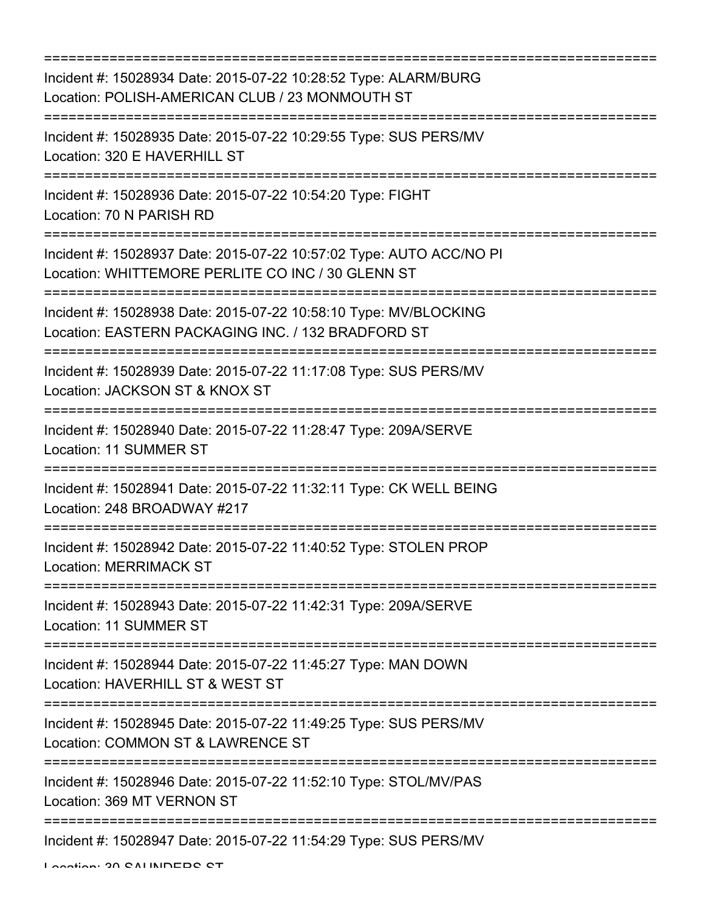===========================================================================

Incident #: 15028934 Date: 2015-07-22 10:28:52 Type: ALARM/BURG
Location: POLISH-AMERICAN CLUB / 23 MONMOUTH ST

===========================================================================

Incident #: 15028935 Date: 2015-07-22 10:29:55 Type: SUS PERS/MV
Location: 320 E HAVERHILL ST

===========================================================================

Incident #: 15028936 Date: 2015-07-22 10:54:20 Type: FIGHT
Location: 70 N PARISH RD

===========================================================================

Incident #: 15028937 Date: 2015-07-22 10:57:02 Type: AUTO ACC/NO PI
Location: WHITTEMORE PERLITE CO INC / 30 GLENN ST

===========================================================================

Incident #: 15028938 Date: 2015-07-22 10:58:10 Type: MV/BLOCKING
Location: EASTERN PACKAGING INC. / 132 BRADFORD ST

===========================================================================

Incident #: 15028939 Date: 2015-07-22 11:17:08 Type: SUS PERS/MV
Location: JACKSON ST & KNOX ST

===========================================================================

Incident #: 15028940 Date: 2015-07-22 11:28:47 Type: 209A/SERVE
Location: 11 SUMMER ST

===========================================================================

Incident #: 15028941 Date: 2015-07-22 11:32:11 Type: CK WELL BEING
Location: 248 BROADWAY #217

===========================================================================

Incident #: 15028942 Date: 2015-07-22 11:40:52 Type: STOLEN PROP
Location: MERRIMACK ST

===========================================================================

Incident #: 15028943 Date: 2015-07-22 11:42:31 Type: 209A/SERVE
Location: 11 SUMMER ST

===========================================================================

Incident #: 15028944 Date: 2015-07-22 11:45:27 Type: MAN DOWN
Location: HAVERHILL ST & WEST ST

===========================================================================

Incident #: 15028945 Date: 2015-07-22 11:49:25 Type: SUS PERS/MV
Location: COMMON ST & LAWRENCE ST

===========================================================================

Incident #: 15028946 Date: 2015-07-22 11:52:10 Type: STOL/MV/PAS
Location: 369 MT VERNON ST

===========================================================================

Incident #: 15028947 Date: 2015-07-22 11:54:29 Type: SUS PERS/MV
Location: 30 SAUNDERS ST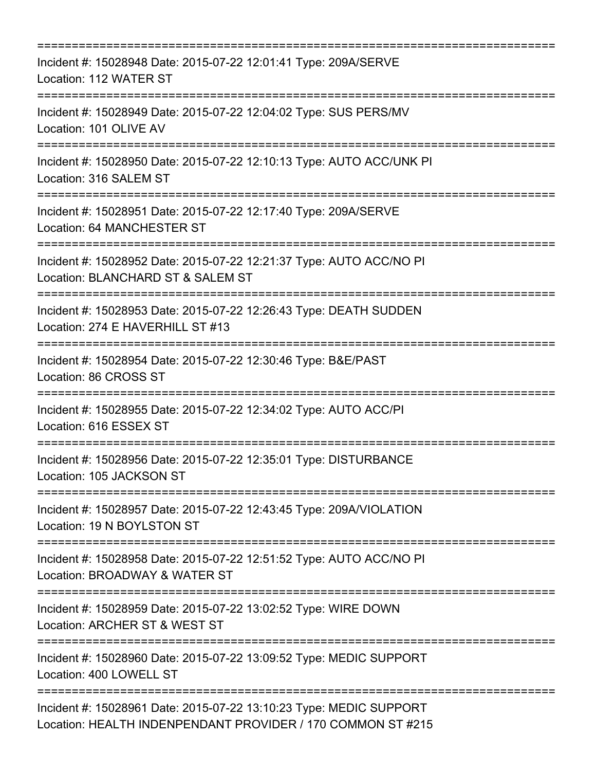===========================================================================

Incident #: 15028948 Date: 2015-07-22 12:01:41 Type: 209A/SERVE

Location: 112 WATER ST

===========================================================================

Incident #: 15028949 Date: 2015-07-22 12:04:02 Type: SUS PERS/MV

Location: 101 OLIVE AV

===========================================================================

Incident #: 15028950 Date: 2015-07-22 12:10:13 Type: AUTO ACC/UNK PI

Location: 316 SALEM ST

===========================================================================

Incident #: 15028951 Date: 2015-07-22 12:17:40 Type: 209A/SERVE

Location: 64 MANCHESTER ST

===========================================================================

Incident #: 15028952 Date: 2015-07-22 12:21:37 Type: AUTO ACC/NO PI

Location: BLANCHARD ST & SALEM ST

===========================================================================

Incident #: 15028953 Date: 2015-07-22 12:26:43 Type: DEATH SUDDEN

Location: 274 E HAVERHILL ST #13

===========================================================================

Incident #: 15028954 Date: 2015-07-22 12:30:46 Type: B&E/PAST

Location: 86 CROSS ST

===========================================================================

Incident #: 15028955 Date: 2015-07-22 12:34:02 Type: AUTO ACC/PI

Location: 616 ESSEX ST

===========================================================================

Incident #: 15028956 Date: 2015-07-22 12:35:01 Type: DISTURBANCE

Location: 105 JACKSON ST

===========================================================================

Incident #: 15028957 Date: 2015-07-22 12:43:45 Type: 209A/VIOLATION

Location: 19 N BOYLSTON ST

===========================================================================

Incident #: 15028958 Date: 2015-07-22 12:51:52 Type: AUTO ACC/NO PI

Location: BROADWAY & WATER ST

===========================================================================

Incident #: 15028959 Date: 2015-07-22 13:02:52 Type: WIRE DOWN

Location: ARCHER ST & WEST ST

===========================================================================

Incident #: 15028960 Date: 2015-07-22 13:09:52 Type: MEDIC SUPPORT

Location: 400 LOWELL ST

===========================================================================

Incident #: 15028961 Date: 2015-07-22 13:10:23 Type: MEDIC SUPPORT

Location: HEALTH INDENPENDANT PROVIDER / 170 COMMON ST #215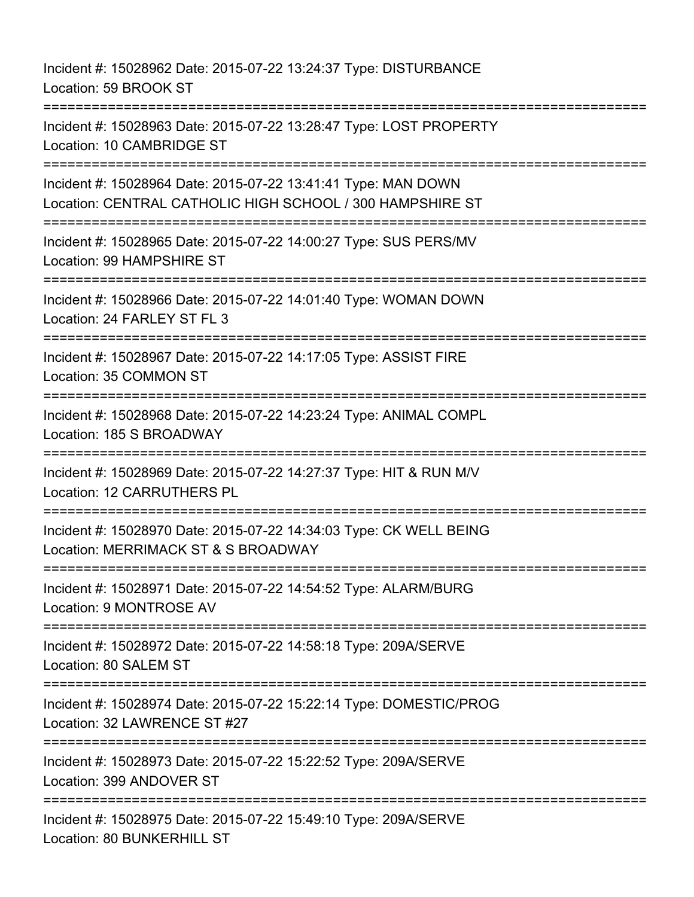Incident #: 15028962 Date: 2015-07-22 13:24:37 Type: DISTURBANCE
Location: 59 BROOK ST

===========================================================================

Incident #: 15028963 Date: 2015-07-22 13:28:47 Type: LOST PROPERTY
Location: 10 CAMBRIDGE ST

===========================================================================

Incident #: 15028964 Date: 2015-07-22 13:41:41 Type: MAN DOWN
Location: CENTRAL CATHOLIC HIGH SCHOOL / 300 HAMPSHIRE ST

===========================================================================

Incident #: 15028965 Date: 2015-07-22 14:00:27 Type: SUS PERS/MV
Location: 99 HAMPSHIRE ST

===========================================================================

Incident #: 15028966 Date: 2015-07-22 14:01:40 Type: WOMAN DOWN
Location: 24 FARLEY ST FL 3

===========================================================================

Incident #: 15028967 Date: 2015-07-22 14:17:05 Type: ASSIST FIRE
Location: 35 COMMON ST

===========================================================================

Incident #: 15028968 Date: 2015-07-22 14:23:24 Type: ANIMAL COMPL
Location: 185 S BROADWAY

===========================================================================

Incident #: 15028969 Date: 2015-07-22 14:27:37 Type: HIT & RUN M/V
Location: 12 CARRUTHERS PL

===========================================================================

Incident #: 15028970 Date: 2015-07-22 14:34:03 Type: CK WELL BEING
Location: MERRIMACK ST & S BROADWAY

===========================================================================

Incident #: 15028971 Date: 2015-07-22 14:54:52 Type: ALARM/BURG
Location: 9 MONTROSE AV

===========================================================================

Incident #: 15028972 Date: 2015-07-22 14:58:18 Type: 209A/SERVE
Location: 80 SALEM ST

===========================================================================

Incident #: 15028974 Date: 2015-07-22 15:22:14 Type: DOMESTIC/PROG
Location: 32 LAWRENCE ST #27

===========================================================================

Incident #: 15028973 Date: 2015-07-22 15:22:52 Type: 209A/SERVE
Location: 399 ANDOVER ST

===========================================================================

Incident #: 15028975 Date: 2015-07-22 15:49:10 Type: 209A/SERVE
Location: 80 BUNKERHILL ST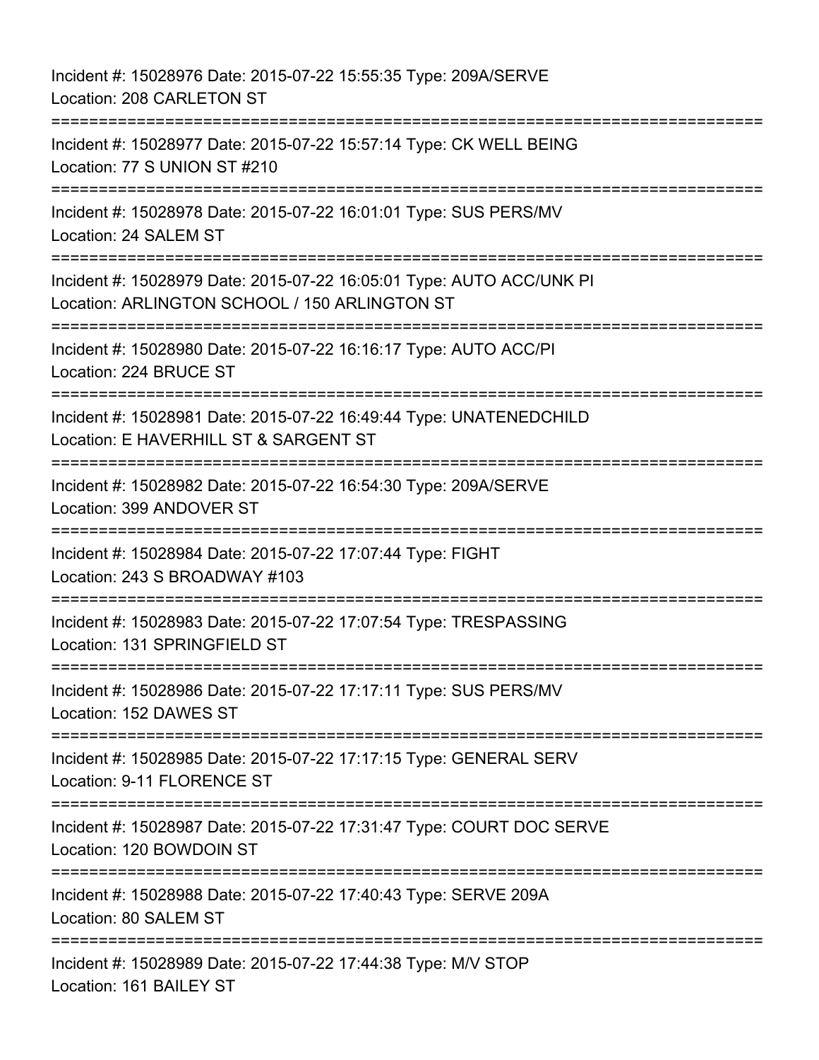Incident #: 15028976 Date: 2015-07-22 15:55:35 Type: 209A/SERVE
Location: 208 CARLETON ST

===========================================================================

Incident #: 15028977 Date: 2015-07-22 15:57:14 Type: CK WELL BEING
Location: 77 S UNION ST #210

===========================================================================

Incident #: 15028978 Date: 2015-07-22 16:01:01 Type: SUS PERS/MV
Location: 24 SALEM ST

===========================================================================

Incident #: 15028979 Date: 2015-07-22 16:05:01 Type: AUTO ACC/UNK PI
Location: ARLINGTON SCHOOL / 150 ARLINGTON ST

===========================================================================

Incident #: 15028980 Date: 2015-07-22 16:16:17 Type: AUTO ACC/PI
Location: 224 BRUCE ST

===========================================================================

Incident #: 15028981 Date: 2015-07-22 16:49:44 Type: UNATENEDCHILD
Location: E HAVERHILL ST & SARGENT ST

===========================================================================

Incident #: 15028982 Date: 2015-07-22 16:54:30 Type: 209A/SERVE
Location: 399 ANDOVER ST

===========================================================================

Incident #: 15028984 Date: 2015-07-22 17:07:44 Type: FIGHT
Location: 243 S BROADWAY #103

===========================================================================

Incident #: 15028983 Date: 2015-07-22 17:07:54 Type: TRESPASSING
Location: 131 SPRINGFIELD ST

===========================================================================

Incident #: 15028986 Date: 2015-07-22 17:17:11 Type: SUS PERS/MV
Location: 152 DAWES ST

===========================================================================

Incident #: 15028985 Date: 2015-07-22 17:17:15 Type: GENERAL SERV
Location: 9-11 FLORENCE ST

===========================================================================

Incident #: 15028987 Date: 2015-07-22 17:31:47 Type: COURT DOC SERVE
Location: 120 BOWDOIN ST

===========================================================================

Incident #: 15028988 Date: 2015-07-22 17:40:43 Type: SERVE 209A
Location: 80 SALEM ST

===========================================================================

Incident #: 15028989 Date: 2015-07-22 17:44:38 Type: M/V STOP
Location: 161 BAILEY ST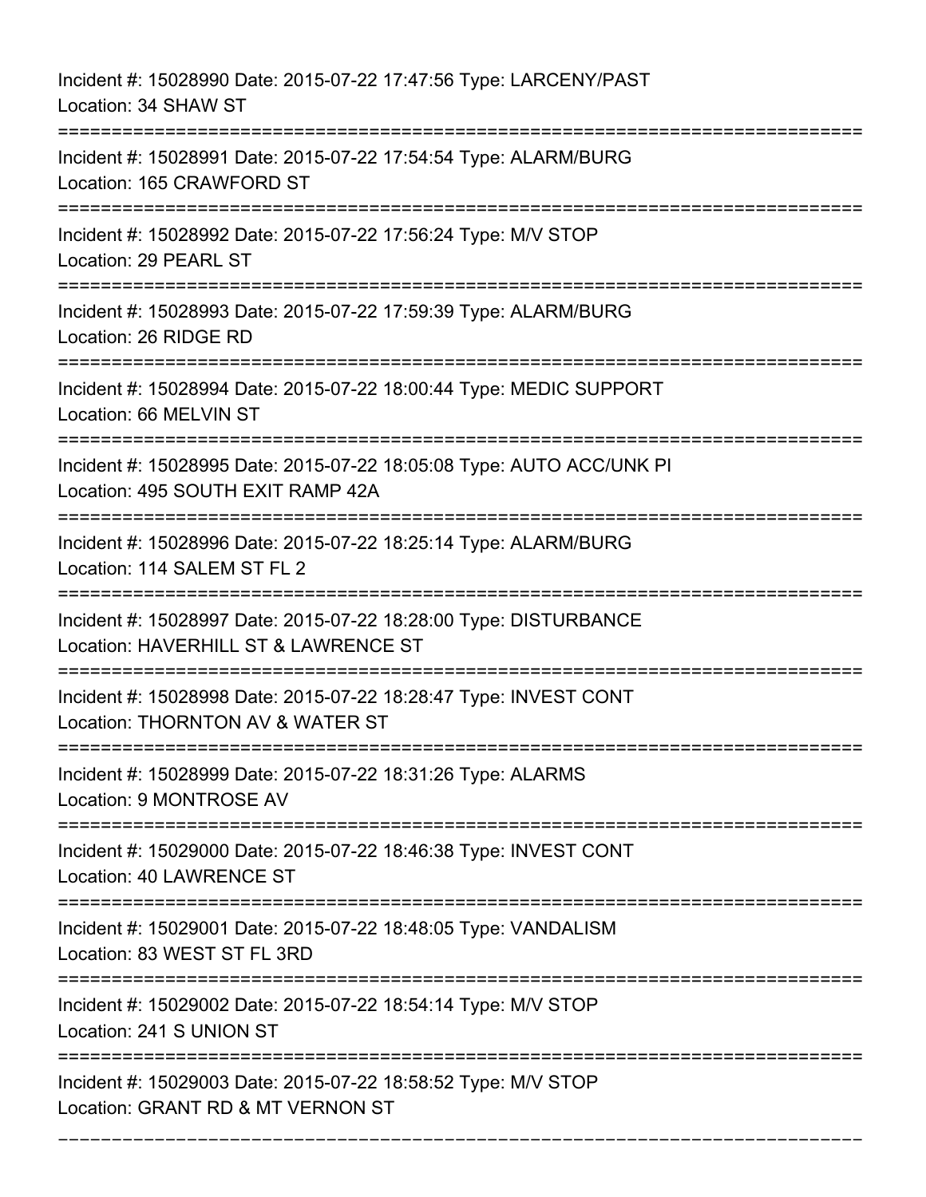Incident #: 15028990 Date: 2015-07-22 17:47:56 Type: LARCENY/PAST
Location: 34 SHAW ST

===========================================================================

Incident #: 15028991 Date: 2015-07-22 17:54:54 Type: ALARM/BURG
Location: 165 CRAWFORD ST

===========================================================================

Incident #: 15028992 Date: 2015-07-22 17:56:24 Type: M/V STOP
Location: 29 PEARL ST

===========================================================================

Incident #: 15028993 Date: 2015-07-22 17:59:39 Type: ALARM/BURG
Location: 26 RIDGE RD

===========================================================================

Incident #: 15028994 Date: 2015-07-22 18:00:44 Type: MEDIC SUPPORT
Location: 66 MELVIN ST

===========================================================================

Incident #: 15028995 Date: 2015-07-22 18:05:08 Type: AUTO ACC/UNK PI
Location: 495 SOUTH EXIT RAMP 42A

===========================================================================

Incident #: 15028996 Date: 2015-07-22 18:25:14 Type: ALARM/BURG
Location: 114 SALEM ST FL 2

===========================================================================

Incident #: 15028997 Date: 2015-07-22 18:28:00 Type: DISTURBANCE
Location: HAVERHILL ST & LAWRENCE ST

===========================================================================

Incident #: 15028998 Date: 2015-07-22 18:28:47 Type: INVEST CONT
Location: THORNTON AV & WATER ST

===========================================================================

Incident #: 15028999 Date: 2015-07-22 18:31:26 Type: ALARMS
Location: 9 MONTROSE AV

===========================================================================

Incident #: 15029000 Date: 2015-07-22 18:46:38 Type: INVEST CONT
Location: 40 LAWRENCE ST

===========================================================================

Incident #: 15029001 Date: 2015-07-22 18:48:05 Type: VANDALISM
Location: 83 WEST ST FL 3RD

===========================================================================

Incident #: 15029002 Date: 2015-07-22 18:54:14 Type: M/V STOP
Location: 241 S UNION ST

===========================================================================

Incident #: 15029003 Date: 2015-07-22 18:58:52 Type: M/V STOP
Location: GRANT RD & MT VERNON ST

===========================================================================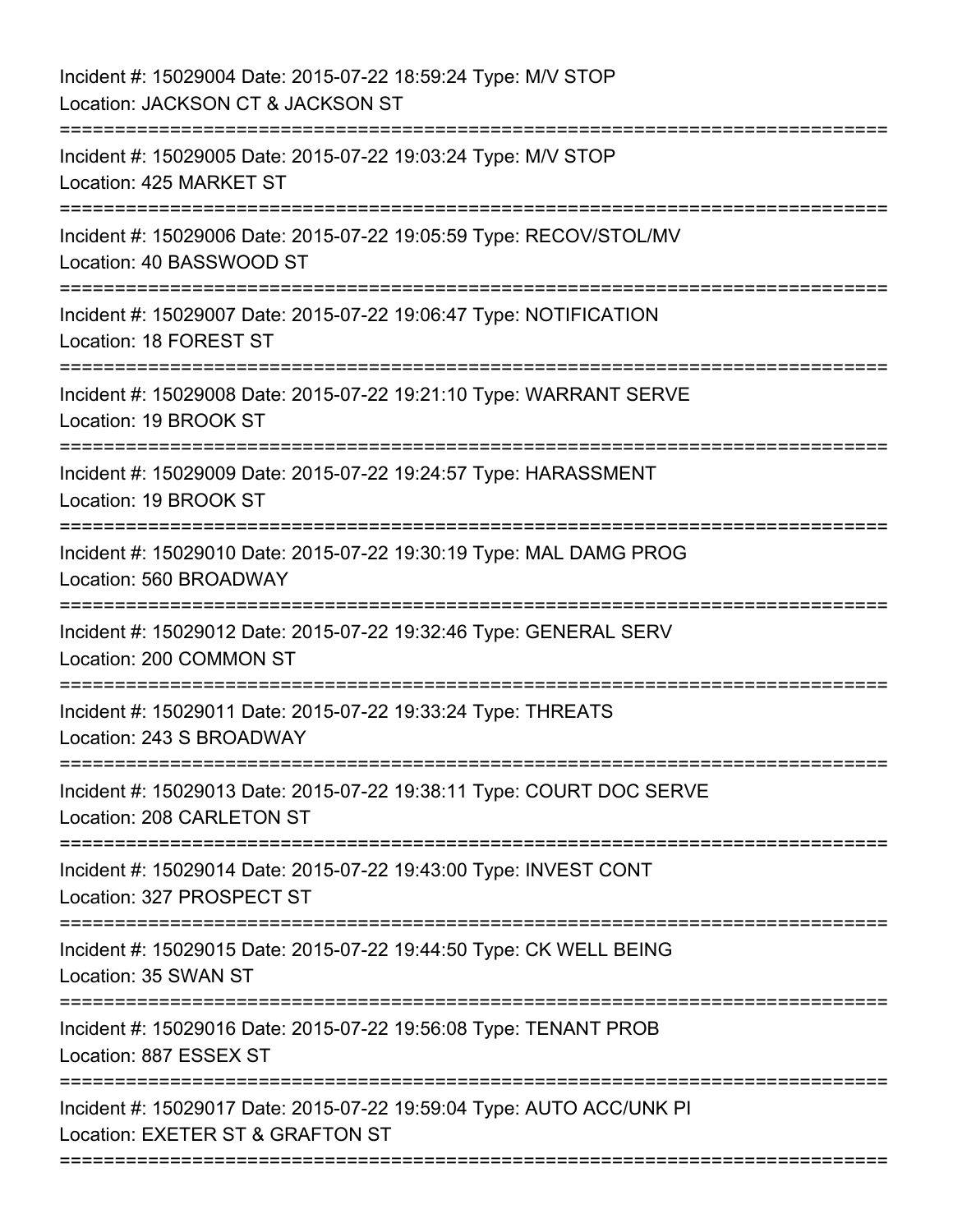Incident #: 15029004 Date: 2015-07-22 18:59:24 Type: M/V STOP
Location: JACKSON CT & JACKSON ST

===========================================================================

Incident #: 15029005 Date: 2015-07-22 19:03:24 Type: M/V STOP
Location: 425 MARKET ST

===========================================================================

Incident #: 15029006 Date: 2015-07-22 19:05:59 Type: RECOV/STOL/MV
Location: 40 BASSWOOD ST

===========================================================================

Incident #: 15029007 Date: 2015-07-22 19:06:47 Type: NOTIFICATION
Location: 18 FOREST ST

===========================================================================

Incident #: 15029008 Date: 2015-07-22 19:21:10 Type: WARRANT SERVE
Location: 19 BROOK ST

===========================================================================

Incident #: 15029009 Date: 2015-07-22 19:24:57 Type: HARASSMENT
Location: 19 BROOK ST

===========================================================================

Incident #: 15029010 Date: 2015-07-22 19:30:19 Type: MAL DAMG PROG
Location: 560 BROADWAY

===========================================================================

Incident #: 15029012 Date: 2015-07-22 19:32:46 Type: GENERAL SERV
Location: 200 COMMON ST

===========================================================================

Incident #: 15029011 Date: 2015-07-22 19:33:24 Type: THREATS
Location: 243 S BROADWAY

===========================================================================

Incident #: 15029013 Date: 2015-07-22 19:38:11 Type: COURT DOC SERVE
Location: 208 CARLETON ST

===========================================================================

Incident #: 15029014 Date: 2015-07-22 19:43:00 Type: INVEST CONT
Location: 327 PROSPECT ST

===========================================================================

Incident #: 15029015 Date: 2015-07-22 19:44:50 Type: CK WELL BEING
Location: 35 SWAN ST

===========================================================================

Incident #: 15029016 Date: 2015-07-22 19:56:08 Type: TENANT PROB
Location: 887 ESSEX ST

===========================================================================

Incident #: 15029017 Date: 2015-07-22 19:59:04 Type: AUTO ACC/UNK PI
Location: EXETER ST & GRAFTON ST

===========================================================================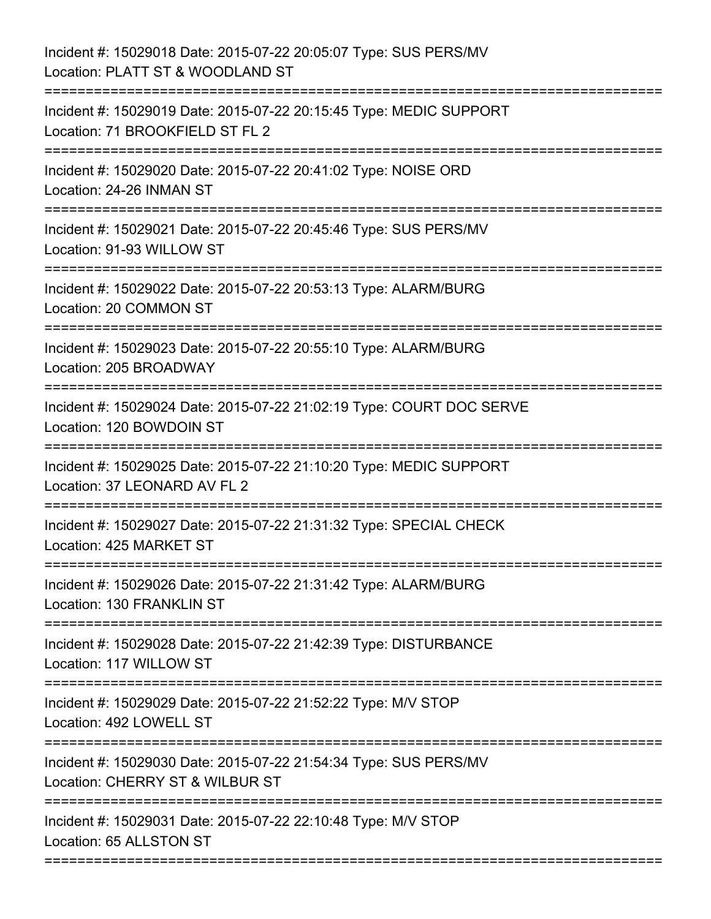Incident #: 15029018 Date: 2015-07-22 20:05:07 Type: SUS PERS/MV
Location: PLATT ST & WOODLAND ST

===========================================================================

Incident #: 15029019 Date: 2015-07-22 20:15:45 Type: MEDIC SUPPORT
Location: 71 BROOKFIELD ST FL 2

===========================================================================

Incident #: 15029020 Date: 2015-07-22 20:41:02 Type: NOISE ORD
Location: 24-26 INMAN ST

===========================================================================

Incident #: 15029021 Date: 2015-07-22 20:45:46 Type: SUS PERS/MV
Location: 91-93 WILLOW ST

===========================================================================

Incident #: 15029022 Date: 2015-07-22 20:53:13 Type: ALARM/BURG
Location: 20 COMMON ST

===========================================================================

Incident #: 15029023 Date: 2015-07-22 20:55:10 Type: ALARM/BURG
Location: 205 BROADWAY

===========================================================================

Incident #: 15029024 Date: 2015-07-22 21:02:19 Type: COURT DOC SERVE
Location: 120 BOWDOIN ST

===========================================================================

Incident #: 15029025 Date: 2015-07-22 21:10:20 Type: MEDIC SUPPORT
Location: 37 LEONARD AV FL 2

===========================================================================

Incident #: 15029027 Date: 2015-07-22 21:31:32 Type: SPECIAL CHECK
Location: 425 MARKET ST

===========================================================================

Incident #: 15029026 Date: 2015-07-22 21:31:42 Type: ALARM/BURG
Location: 130 FRANKLIN ST

===========================================================================

Incident #: 15029028 Date: 2015-07-22 21:42:39 Type: DISTURBANCE
Location: 117 WILLOW ST

===========================================================================

Incident #: 15029029 Date: 2015-07-22 21:52:22 Type: M/V STOP
Location: 492 LOWELL ST

===========================================================================

Incident #: 15029030 Date: 2015-07-22 21:54:34 Type: SUS PERS/MV
Location: CHERRY ST & WILBUR ST

===========================================================================

Incident #: 15029031 Date: 2015-07-22 22:10:48 Type: M/V STOP
Location: 65 ALLSTON ST

===========================================================================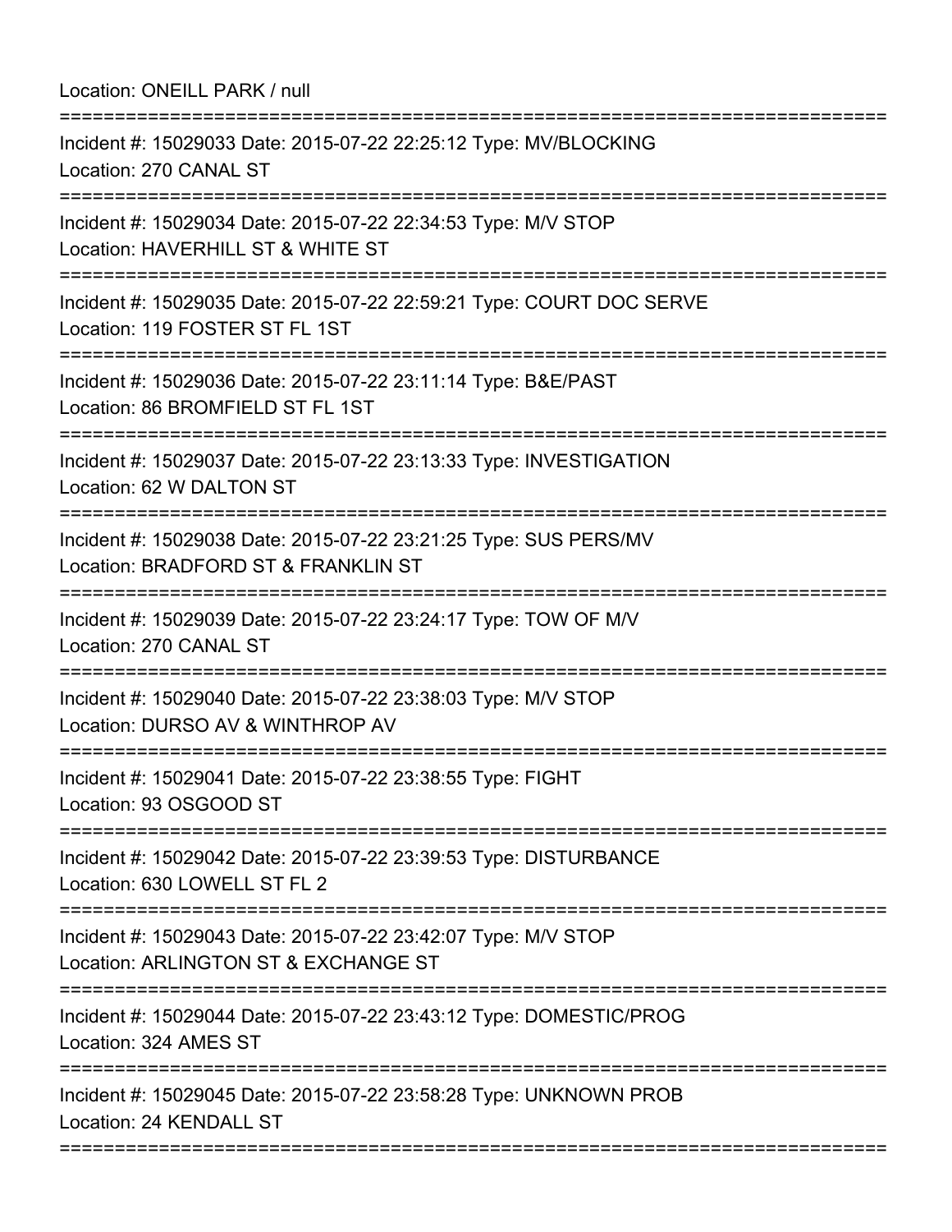Location: ONEILL PARK / null

===========================================================================

Incident #: 15029033 Date: 2015-07-22 22:25:12 Type: MV/BLOCKING
Location: 270 CANAL ST

===========================================================================

Incident #: 15029034 Date: 2015-07-22 22:34:53 Type: M/V STOP
Location: HAVERHILL ST & WHITE ST

===========================================================================

Incident #: 15029035 Date: 2015-07-22 22:59:21 Type: COURT DOC SERVE
Location: 119 FOSTER ST FL 1ST

===========================================================================

Incident #: 15029036 Date: 2015-07-22 23:11:14 Type: B&E/PAST
Location: 86 BROMFIELD ST FL 1ST

===========================================================================

Incident #: 15029037 Date: 2015-07-22 23:13:33 Type: INVESTIGATION
Location: 62 W DALTON ST

===========================================================================

Incident #: 15029038 Date: 2015-07-22 23:21:25 Type: SUS PERS/MV
Location: BRADFORD ST & FRANKLIN ST

===========================================================================

Incident #: 15029039 Date: 2015-07-22 23:24:17 Type: TOW OF M/V
Location: 270 CANAL ST

===========================================================================

Incident #: 15029040 Date: 2015-07-22 23:38:03 Type: M/V STOP
Location: DURSO AV & WINTHROP AV

===========================================================================

Incident #: 15029041 Date: 2015-07-22 23:38:55 Type: FIGHT
Location: 93 OSGOOD ST

===========================================================================

Incident #: 15029042 Date: 2015-07-22 23:39:53 Type: DISTURBANCE
Location: 630 LOWELL ST FL 2

===========================================================================

Incident #: 15029043 Date: 2015-07-22 23:42:07 Type: M/V STOP
Location: ARLINGTON ST & EXCHANGE ST

===========================================================================

Incident #: 15029044 Date: 2015-07-22 23:43:12 Type: DOMESTIC/PROG
Location: 324 AMES ST

===========================================================================

Incident #: 15029045 Date: 2015-07-22 23:58:28 Type: UNKNOWN PROB
Location: 24 KENDALL ST

===========================================================================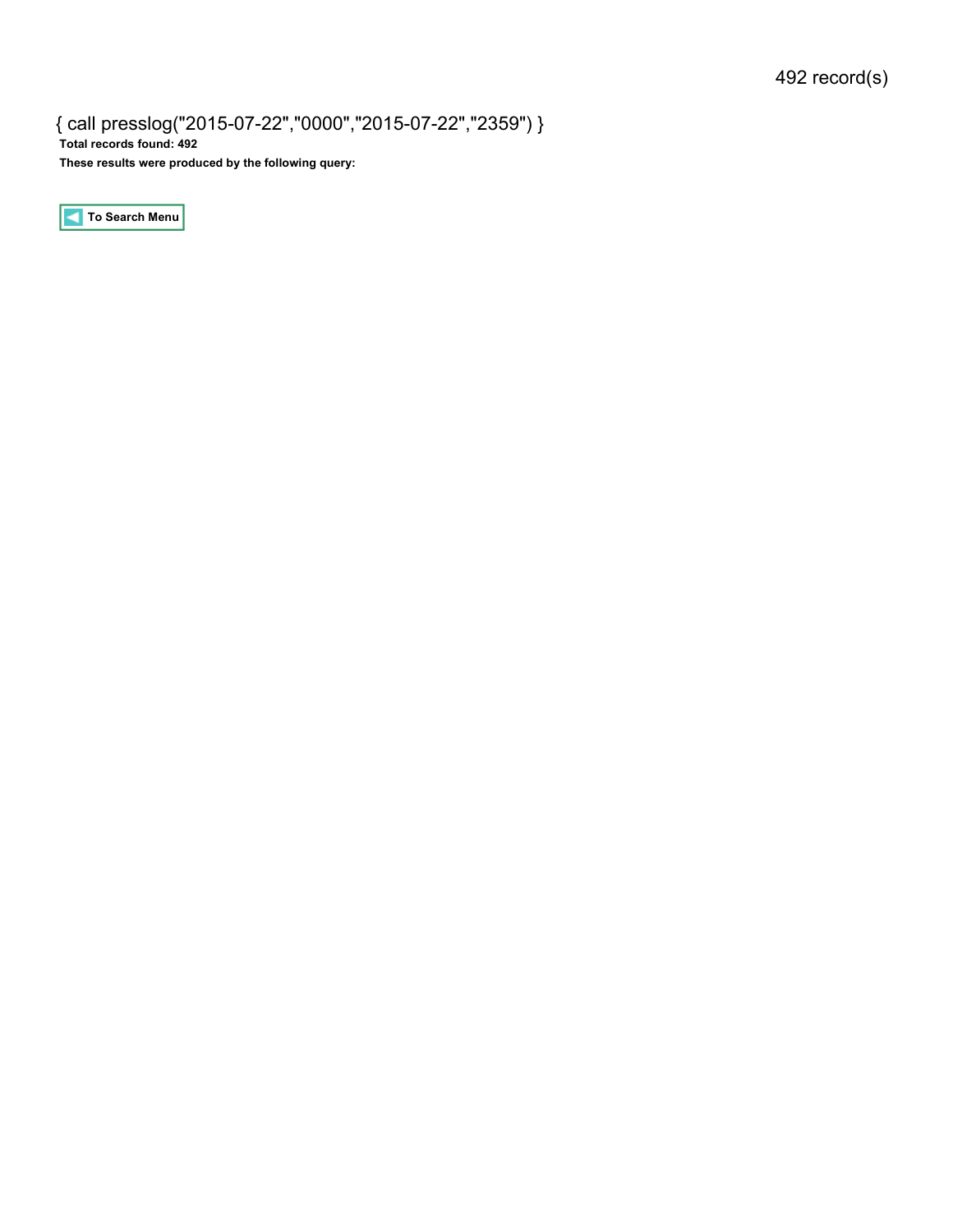492 record(s)

{ call presslog("2015-07-22","0000","2015-07-22","2359") }

**Total records found: 492**

**These results were produced by the following query:**

**To Search Menu**